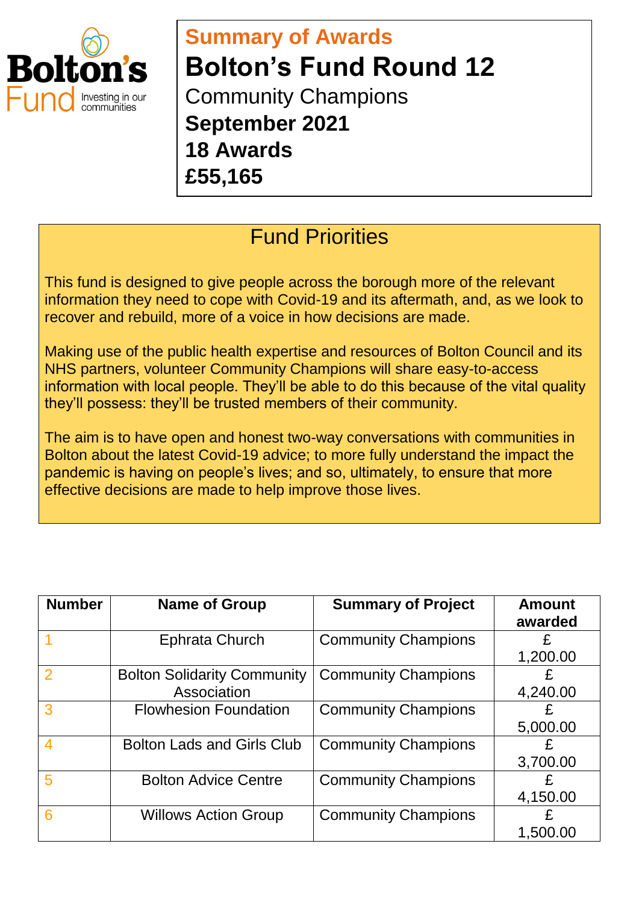Bolton's Fund — Investing in our communities

**Summary of Awards**

# Bolton's Fund Round 12

Community Champions

**September 2021**

**18 Awards**

**£55,165**

## Fund Priorities

This fund is designed to give people across the borough more of the relevant information they need to cope with Covid-19 and its aftermath, and, as we look to recover and rebuild, more of a voice in how decisions are made.

Making use of the public health expertise and resources of Bolton Council and its NHS partners, volunteer Community Champions will share easy-to-access information with local people. They'll be able to do this because of the vital quality they'll possess: they'll be trusted members of their community.

The aim is to have open and honest two-way conversations with communities in Bolton about the latest Covid-19 advice; to more fully understand the impact the pandemic is having on people's lives; and so, ultimately, to ensure that more effective decisions are made to help improve those lives.

| Number | Name of Group | Summary of Project | Amount awarded |
|---|---|---|---|
| 1 | Ephrata Church | Community Champions | £ 1,200.00 |
| 2 | Bolton Solidarity Community Association | Community Champions | £ 4,240.00 |
| 3 | Flowhesion Foundation | Community Champions | £ 5,000.00 |
| 4 | Bolton Lads and Girls Club | Community Champions | £ 3,700.00 |
| 5 | Bolton Advice Centre | Community Champions | £ 4,150.00 |
| 6 | Willows Action Group | Community Champions | £ 1,500.00 |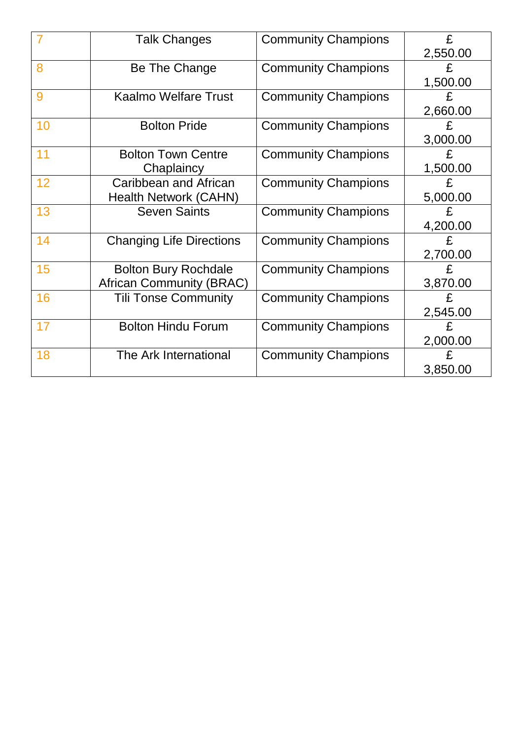| | | | |
|---|---|---|---|
| 7 | Talk Changes | Community Champions | £ 2,550.00 |
| 8 | Be The Change | Community Champions | £ 1,500.00 |
| 9 | Kaalmo Welfare Trust | Community Champions | £ 2,660.00 |
| 10 | Bolton Pride | Community Champions | £ 3,000.00 |
| 11 | Bolton Town Centre Chaplaincy | Community Champions | £ 1,500.00 |
| 12 | Caribbean and African Health Network (CAHN) | Community Champions | £ 5,000.00 |
| 13 | Seven Saints | Community Champions | £ 4,200.00 |
| 14 | Changing Life Directions | Community Champions | £ 2,700.00 |
| 15 | Bolton Bury Rochdale African Community (BRAC) | Community Champions | £ 3,870.00 |
| 16 | Tili Tonse Community | Community Champions | £ 2,545.00 |
| 17 | Bolton Hindu Forum | Community Champions | £ 2,000.00 |
| 18 | The Ark International | Community Champions | £ 3,850.00 |